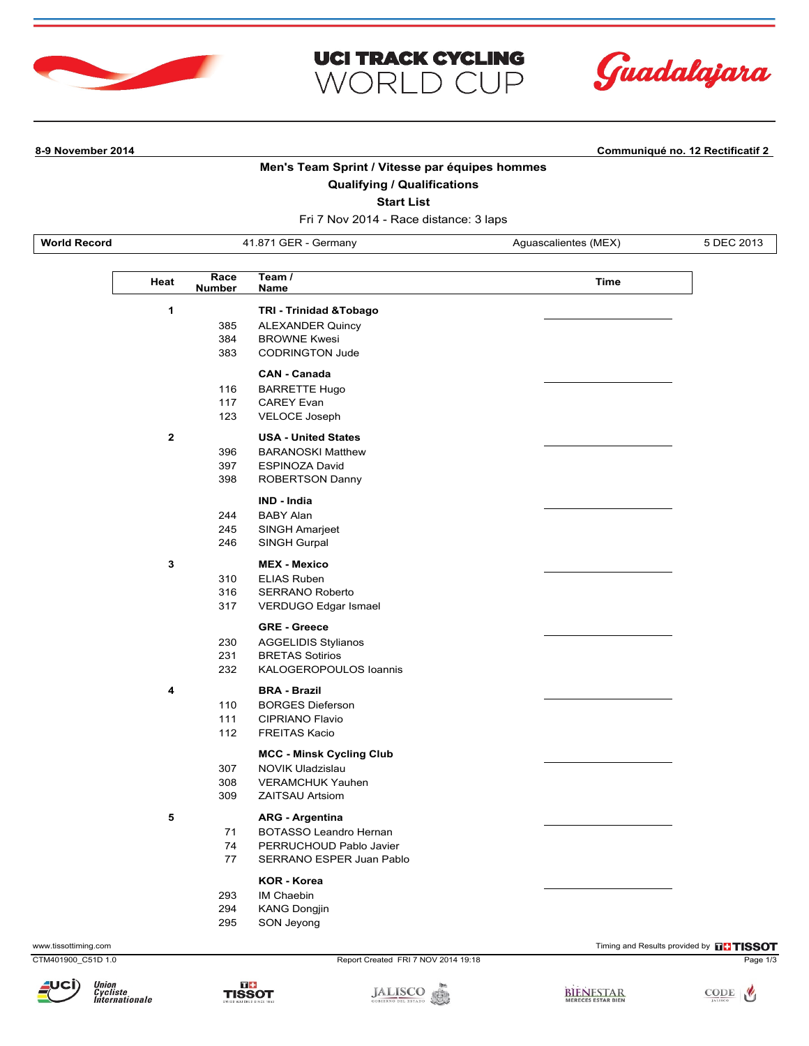# UCI TRACK CYCLING WORLD CUP

Guadalajara

**8-9 November 2014** | **Communiqué no. 12 Rectificatif 2**

## Men's Team Sprint / Vitesse par équipes hommes

### Qualifying / Qualifications

### Start List

Fri 7 Nov 2014 - Race distance: 3 laps

| **World Record** | 41.871 GER - Germany | Aguascalientes (MEX) | 5 DEC 2013 |
|---|---|---|---|

| Heat | Race Number | Team / Name | Time |
|---|---|---|---|
| 1 | | **TRI - Trinidad &Tobago** | |
| | 385 | ALEXANDER Quincy | |
| | 384 | BROWNE Kwesi | |
| | 383 | CODRINGTON Jude | |
| | | **CAN - Canada** | |
| | 116 | BARRETTE Hugo | |
| | 117 | CAREY Evan | |
| | 123 | VELOCE Joseph | |
| 2 | | **USA - United States** | |
| | 396 | BARANOSKI Matthew | |
| | 397 | ESPINOZA David | |
| | 398 | ROBERTSON Danny | |
| | | **IND - India** | |
| | 244 | BABY Alan | |
| | 245 | SINGH Amarjeet | |
| | 246 | SINGH Gurpal | |
| 3 | | **MEX - Mexico** | |
| | 310 | ELIAS Ruben | |
| | 316 | SERRANO Roberto | |
| | 317 | VERDUGO Edgar Ismael | |
| | | **GRE - Greece** | |
| | 230 | AGGELIDIS Stylianos | |
| | 231 | BRETAS Sotirios | |
| | 232 | KALOGEROPOULOS Ioannis | |
| 4 | | **BRA - Brazil** | |
| | 110 | BORGES Dieferson | |
| | 111 | CIPRIANO Flavio | |
| | 112 | FREITAS Kacio | |
| | | **MCC - Minsk Cycling Club** | |
| | 307 | NOVIK Uladzislau | |
| | 308 | VERAMCHUK Yauhen | |
| | 309 | ZAITSAU Artsiom | |
| 5 | | **ARG - Argentina** | |
| | 71 | BOTASSO Leandro Hernan | |
| | 74 | PERRUCHOUD Pablo Javier | |
| | 77 | SERRANO ESPER Juan Pablo | |
| | | **KOR - Korea** | |
| | 293 | IM Chaebin | |
| | 294 | KANG Dongjin | |
| | 295 | SON Jeyong | |

www.tissottiming.com | Timing and Results provided by TISSOT

CTM401900_C51D 1.0 | Report Created FRI 7 NOV 2014 19:18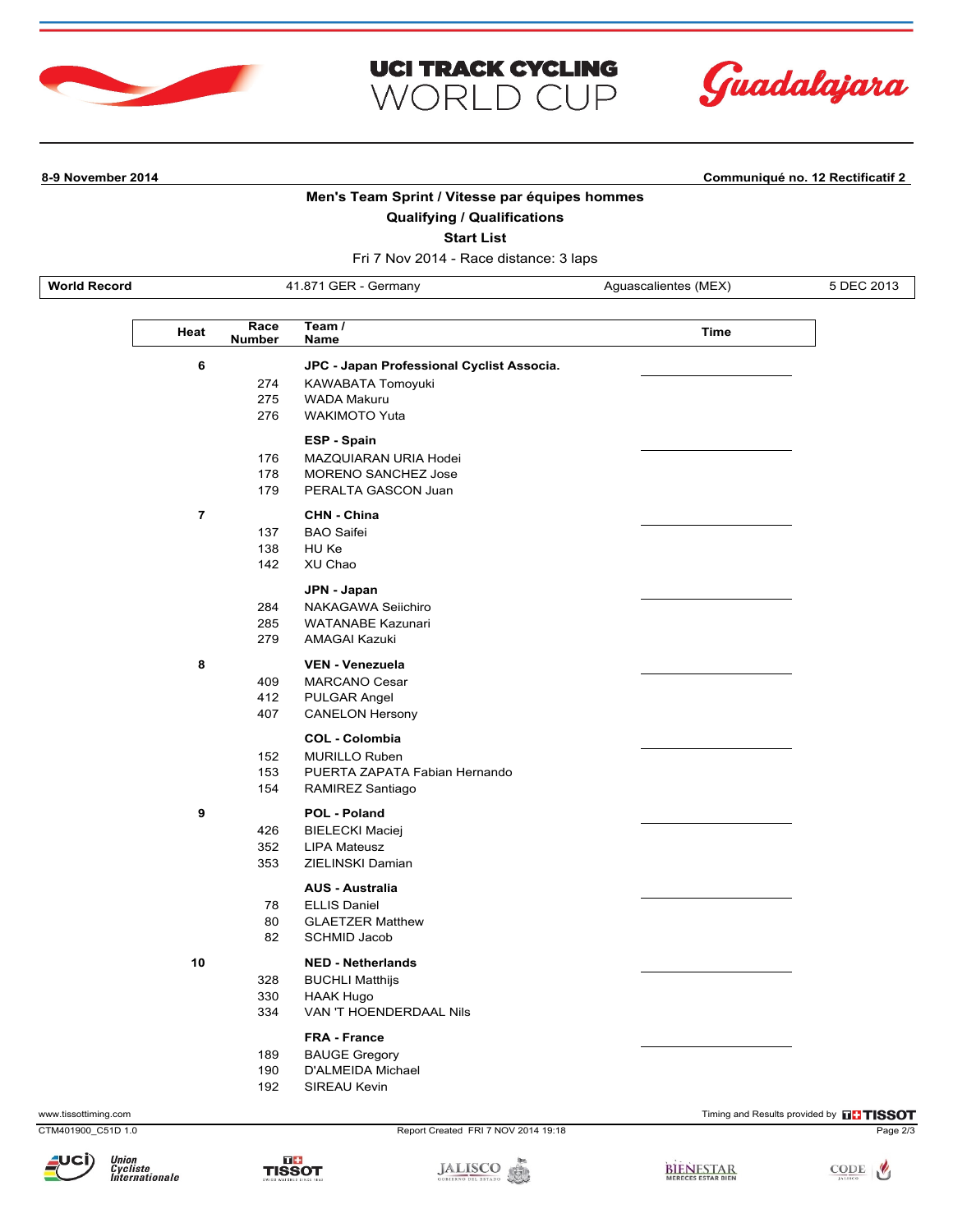**8-9 November 2014** | **Communiqué no. 12 Rectificatif 2**

## Men's Team Sprint / Vitesse par équipes hommes

### Qualifying / Qualifications

### Start List

Fri 7 Nov 2014 - Race distance: 3 laps

| World Record | 41.871 GER - Germany | Aguascalientes (MEX) | 5 DEC 2013 |
|---|---|---|---|

| Heat | Race Number | Team / Name | Time |
|---|---|---|---|
| 6 | | **JPC - Japan Professional Cyclist Associa.** | |
| | 274 | KAWABATA Tomoyuki | |
| | 275 | WADA Makuru | |
| | 276 | WAKIMOTO Yuta | |
| | | **ESP - Spain** | |
| | 176 | MAZQUIARAN URIA Hodei | |
| | 178 | MORENO SANCHEZ Jose | |
| | 179 | PERALTA GASCON Juan | |
| 7 | | **CHN - China** | |
| | 137 | BAO Saifei | |
| | 138 | HU Ke | |
| | 142 | XU Chao | |
| | | **JPN - Japan** | |
| | 284 | NAKAGAWA Seiichiro | |
| | 285 | WATANABE Kazunari | |
| | 279 | AMAGAI Kazuki | |
| 8 | | **VEN - Venezuela** | |
| | 409 | MARCANO Cesar | |
| | 412 | PULGAR Angel | |
| | 407 | CANELON Hersony | |
| | | **COL - Colombia** | |
| | 152 | MURILLO Ruben | |
| | 153 | PUERTA ZAPATA Fabian Hernando | |
| | 154 | RAMIREZ Santiago | |
| 9 | | **POL - Poland** | |
| | 426 | BIELECKI Maciej | |
| | 352 | LIPA Mateusz | |
| | 353 | ZIELINSKI Damian | |
| | | **AUS - Australia** | |
| | 78 | ELLIS Daniel | |
| | 80 | GLAETZER Matthew | |
| | 82 | SCHMID Jacob | |
| 10 | | **NED - Netherlands** | |
| | 328 | BUCHLI Matthijs | |
| | 330 | HAAK Hugo | |
| | 334 | VAN 'T HOENDERDAAL Nils | |
| | | **FRA - France** | |
| | 189 | BAUGE Gregory | |
| | 190 | D'ALMEIDA Michael | |
| | 192 | SIREAU Kevin | |

CTM401900_C51D 1.0 — Report Created FRI 7 NOV 2014 19:18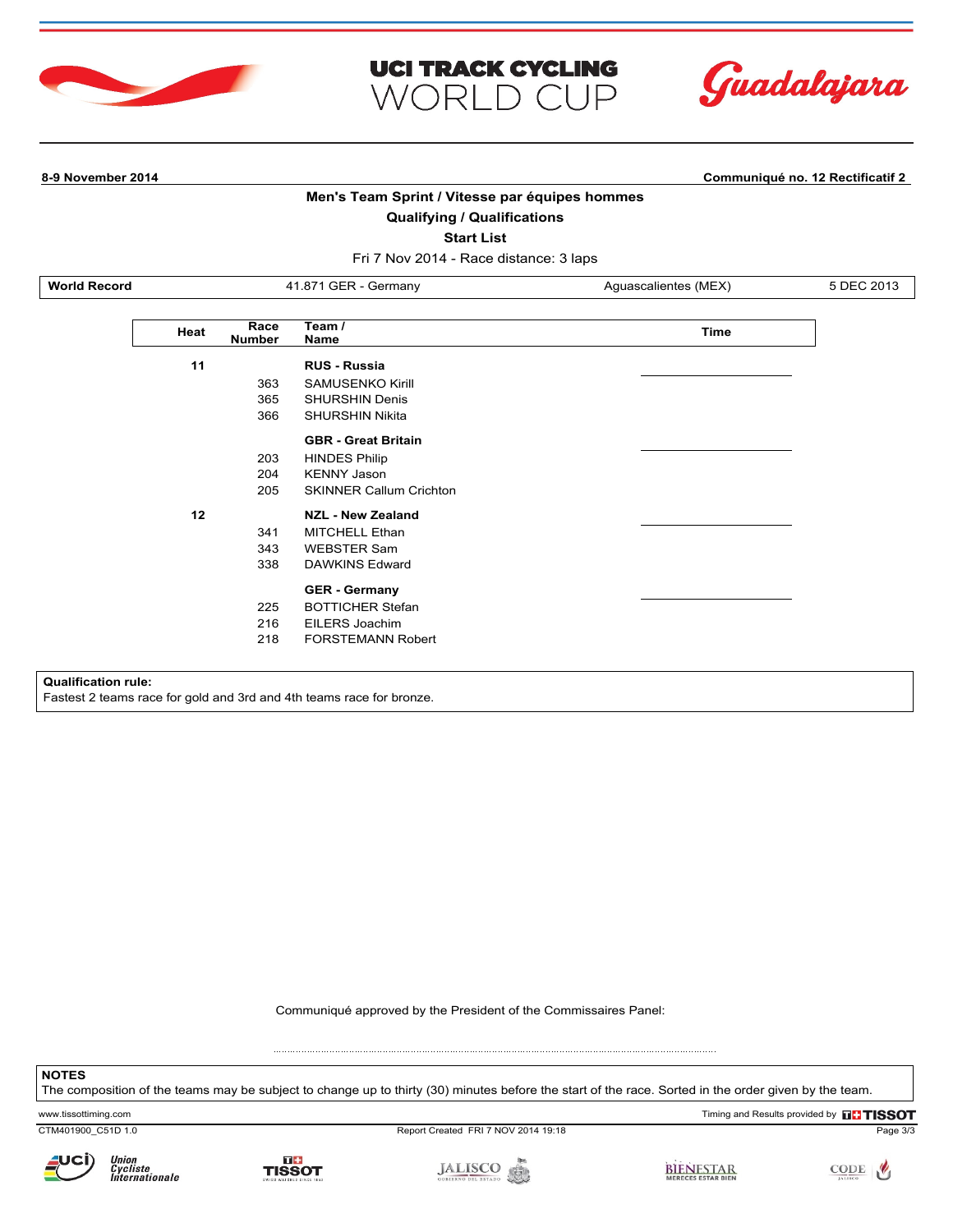# UCI TRACK CYCLING WORLD CUP

Guadalajara

**8-9 November 2014** **Communiqué no. 12 Rectificatif 2**

## Men's Team Sprint / Vitesse par équipes hommes

### Qualifying / Qualifications

### Start List

Fri 7 Nov 2014 - Race distance: 3 laps

| World Record | 41.871 GER - Germany | Aguascalientes (MEX) | 5 DEC 2013 |
|---|---|---|---|

| Heat | Race Number | Team / Name | Time |
|---|---|---|---|
| 11 | | **RUS - Russia** | |
| | 363 | SAMUSENKO Kirill | |
| | 365 | SHURSHIN Denis | |
| | 366 | SHURSHIN Nikita | |
| | | **GBR - Great Britain** | |
| | 203 | HINDES Philip | |
| | 204 | KENNY Jason | |
| | 205 | SKINNER Callum Crichton | |
| 12 | | **NZL - New Zealand** | |
| | 341 | MITCHELL Ethan | |
| | 343 | WEBSTER Sam | |
| | 338 | DAWKINS Edward | |
| | | **GER - Germany** | |
| | 225 | BOTTICHER Stefan | |
| | 216 | EILERS Joachim | |
| | 218 | FORSTEMANN Robert | |

**Qualification rule:**
Fastest 2 teams race for gold and 3rd and 4th teams race for bronze.

Communiqué approved by the President of the Commissaires Panel:

**NOTES**
The composition of the teams may be subject to change up to thirty (30) minutes before the start of the race. Sorted in the order given by the team.

www.tissottiming.com Timing and Results provided by TISSOT

CTM401900_C51D 1.0 Report Created FRI 7 NOV 2014 19:18